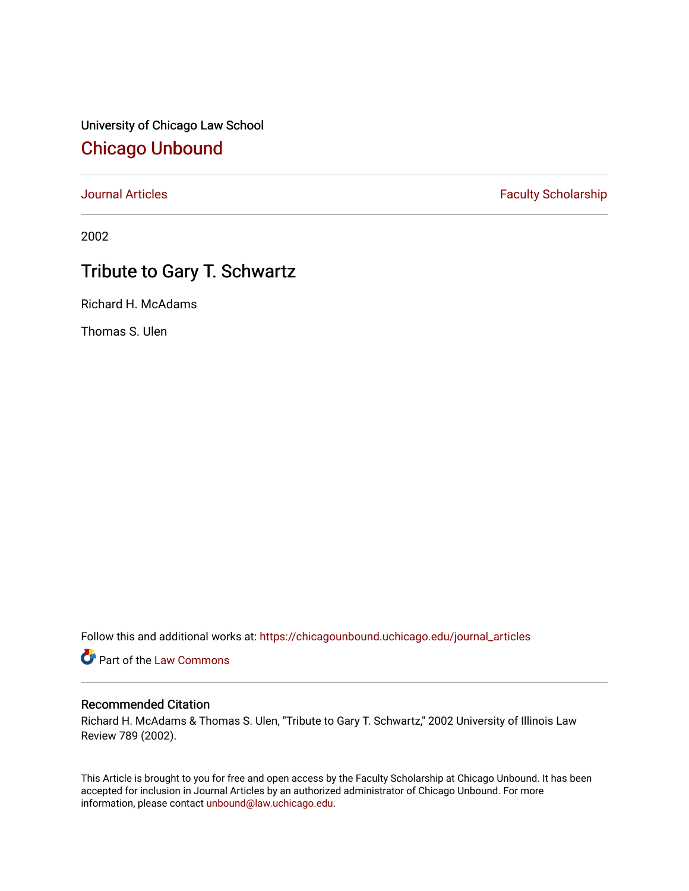University of Chicago Law School

# Chicago Unbound

Journal Articles | Faculty Scholarship

2002

## Tribute to Gary T. Schwartz

Richard H. McAdams

Thomas S. Ulen

Follow this and additional works at: https://chicagounbound.uchicago.edu/journal_articles

Part of the Law Commons

### Recommended Citation

Richard H. McAdams & Thomas S. Ulen, "Tribute to Gary T. Schwartz," 2002 University of Illinois Law Review 789 (2002).

This Article is brought to you for free and open access by the Faculty Scholarship at Chicago Unbound. It has been accepted for inclusion in Journal Articles by an authorized administrator of Chicago Unbound. For more information, please contact unbound@law.uchicago.edu.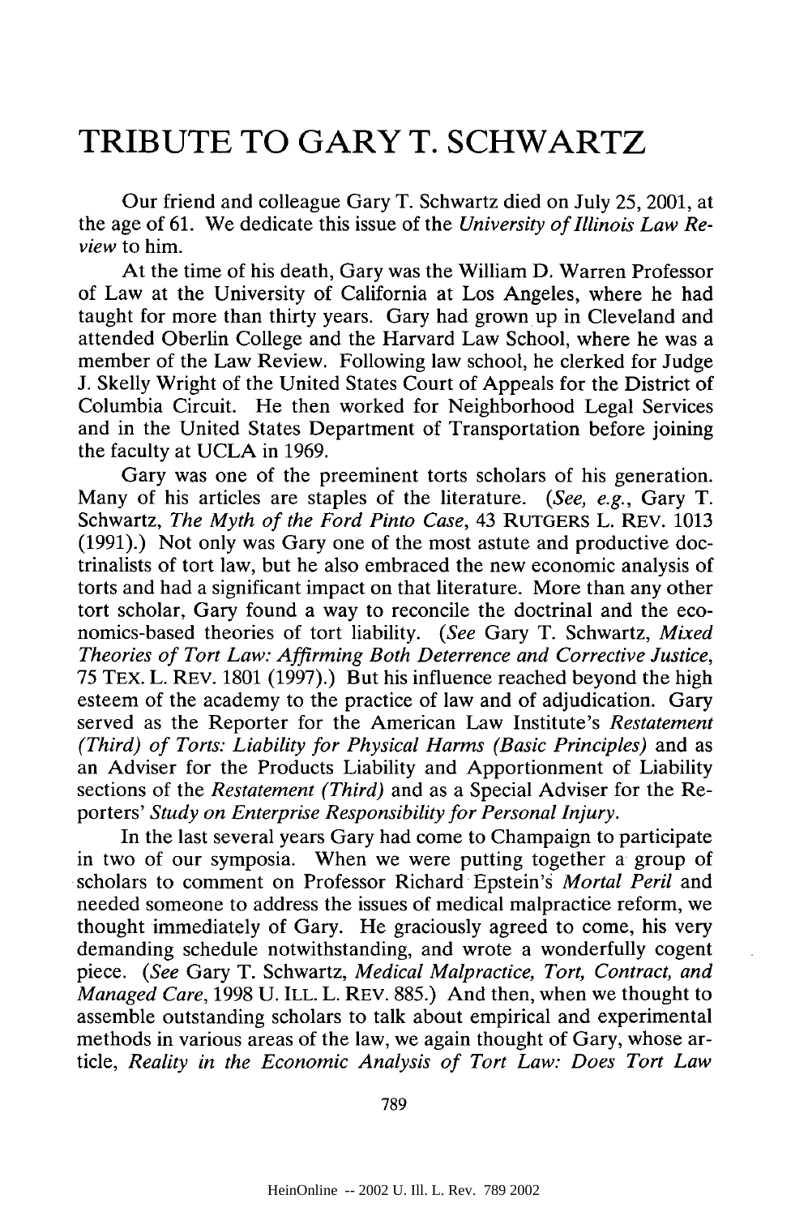# TRIBUTE TO GARY T. SCHWARTZ

Our friend and colleague Gary T. Schwartz died on July 25, 2001, at the age of 61. We dedicate this issue of the *University of Illinois Law Review* to him.

At the time of his death, Gary was the William D. Warren Professor of Law at the University of California at Los Angeles, where he had taught for more than thirty years. Gary had grown up in Cleveland and attended Oberlin College and the Harvard Law School, where he was a member of the Law Review. Following law school, he clerked for Judge J. Skelly Wright of the United States Court of Appeals for the District of Columbia Circuit. He then worked for Neighborhood Legal Services and in the United States Department of Transportation before joining the faculty at UCLA in 1969.

Gary was one of the preeminent torts scholars of his generation. Many of his articles are staples of the literature. (*See, e.g.*, Gary T. Schwartz, *The Myth of the Ford Pinto Case*, 43 RUTGERS L. REV. 1013 (1991).) Not only was Gary one of the most astute and productive doctrinalists of tort law, but he also embraced the new economic analysis of torts and had a significant impact on that literature. More than any other tort scholar, Gary found a way to reconcile the doctrinal and the economics-based theories of tort liability. (*See* Gary T. Schwartz, *Mixed Theories of Tort Law: Affirming Both Deterrence and Corrective Justice*, 75 TEX. L. REV. 1801 (1997).) But his influence reached beyond the high esteem of the academy to the practice of law and of adjudication. Gary served as the Reporter for the American Law Institute's *Restatement (Third) of Torts: Liability for Physical Harms (Basic Principles)* and as an Adviser for the Products Liability and Apportionment of Liability sections of the *Restatement (Third)* and as a Special Adviser for the Reporters' *Study on Enterprise Responsibility for Personal Injury*.

In the last several years Gary had come to Champaign to participate in two of our symposia. When we were putting together a group of scholars to comment on Professor Richard Epstein's *Mortal Peril* and needed someone to address the issues of medical malpractice reform, we thought immediately of Gary. He graciously agreed to come, his very demanding schedule notwithstanding, and wrote a wonderfully cogent piece. (*See* Gary T. Schwartz, *Medical Malpractice, Tort, Contract, and Managed Care*, 1998 U. ILL. L. REV. 885.) And then, when we thought to assemble outstanding scholars to talk about empirical and experimental methods in various areas of the law, we again thought of Gary, whose article, *Reality in the Economic Analysis of Tort Law: Does Tort Law*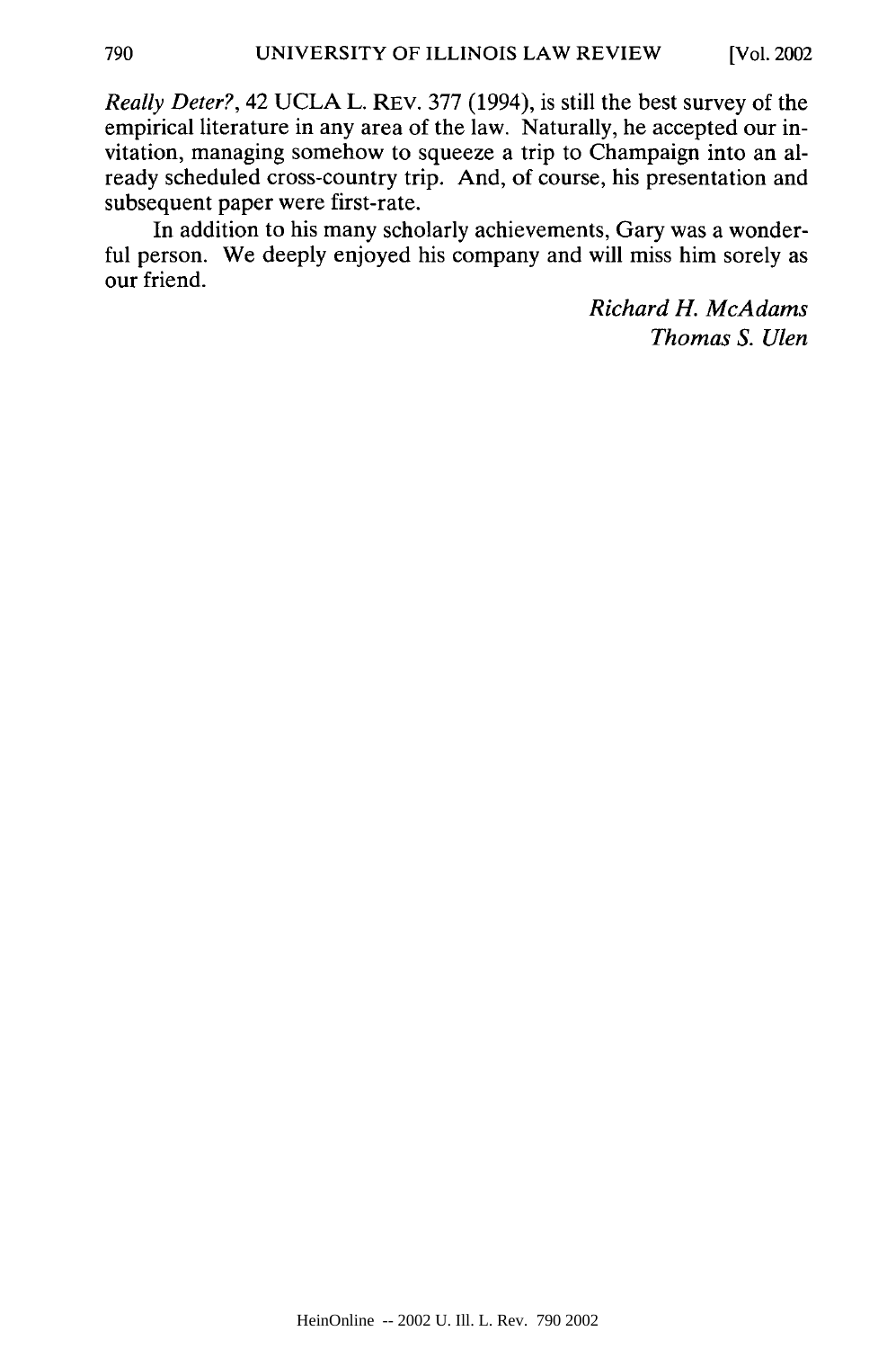*Really Deter?*, 42 UCLA L. REV. 377 (1994), is still the best survey of the empirical literature in any area of the law. Naturally, he accepted our invitation, managing somehow to squeeze a trip to Champaign into an already scheduled cross-country trip. And, of course, his presentation and subsequent paper were first-rate.

In addition to his many scholarly achievements, Gary was a wonderful person. We deeply enjoyed his company and will miss him sorely as our friend.

*Richard H. McAdams*
*Thomas S. Ulen*